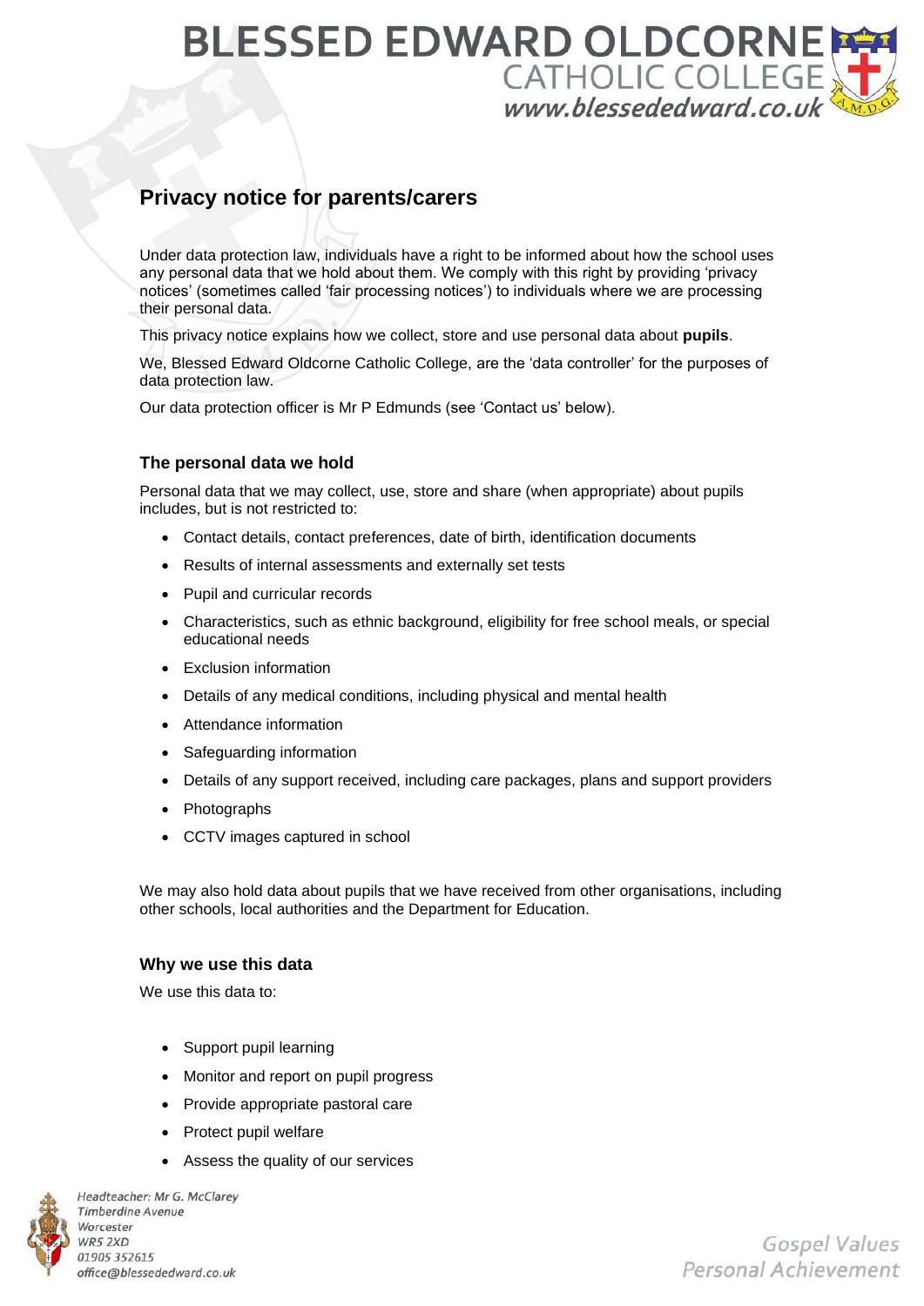# Privacy notice for parents/carers

Under data protection law, individuals have a right to be informed about how the school uses any personal data that we hold about them. We comply with this right by providing 'privacy notices' (sometimes called 'fair processing notices') to individuals where we are processing their personal data.

This privacy notice explains how we collect, store and use personal data about **pupils**.

We, Blessed Edward Oldcorne Catholic College, are the 'data controller' for the purposes of data protection law.

Our data protection officer is Mr P Edmunds (see 'Contact us' below).

## The personal data we hold

Personal data that we may collect, use, store and share (when appropriate) about pupils includes, but is not restricted to:

- Contact details, contact preferences, date of birth, identification documents
- Results of internal assessments and externally set tests
- Pupil and curricular records
- Characteristics, such as ethnic background, eligibility for free school meals, or special educational needs
- Exclusion information
- Details of any medical conditions, including physical and mental health
- Attendance information
- Safeguarding information
- Details of any support received, including care packages, plans and support providers
- Photographs
- CCTV images captured in school

We may also hold data about pupils that we have received from other organisations, including other schools, local authorities and the Department for Education.

## Why we use this data

We use this data to:

- Support pupil learning
- Monitor and report on pupil progress
- Provide appropriate pastoral care
- Protect pupil welfare
- Assess the quality of our services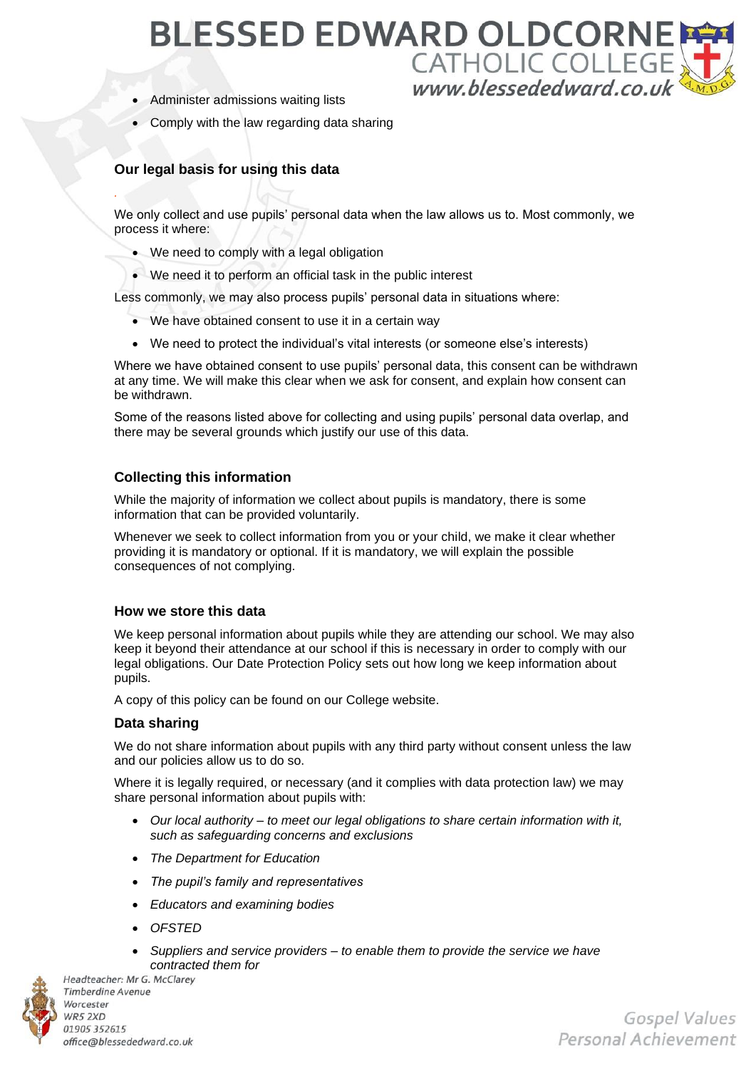- Administer admissions waiting lists
- Comply with the law regarding data sharing

### Our legal basis for using this data

We only collect and use pupils' personal data when the law allows us to. Most commonly, we process it where:

- We need to comply with a legal obligation
- We need it to perform an official task in the public interest

Less commonly, we may also process pupils' personal data in situations where:

- We have obtained consent to use it in a certain way
- We need to protect the individual's vital interests (or someone else's interests)

Where we have obtained consent to use pupils' personal data, this consent can be withdrawn at any time. We will make this clear when we ask for consent, and explain how consent can be withdrawn.

Some of the reasons listed above for collecting and using pupils' personal data overlap, and there may be several grounds which justify our use of this data.

### Collecting this information

While the majority of information we collect about pupils is mandatory, there is some information that can be provided voluntarily.

Whenever we seek to collect information from you or your child, we make it clear whether providing it is mandatory or optional. If it is mandatory, we will explain the possible consequences of not complying.

### How we store this data

We keep personal information about pupils while they are attending our school. We may also keep it beyond their attendance at our school if this is necessary in order to comply with our legal obligations. Our Date Protection Policy sets out how long we keep information about pupils.

A copy of this policy can be found on our College website.

### Data sharing

We do not share information about pupils with any third party without consent unless the law and our policies allow us to do so.

Where it is legally required, or necessary (and it complies with data protection law) we may share personal information about pupils with:

- *Our local authority – to meet our legal obligations to share certain information with it, such as safeguarding concerns and exclusions*
- *The Department for Education*
- *The pupil's family and representatives*
- *Educators and examining bodies*
- *OFSTED*
- *Suppliers and service providers – to enable them to provide the service we have contracted them for*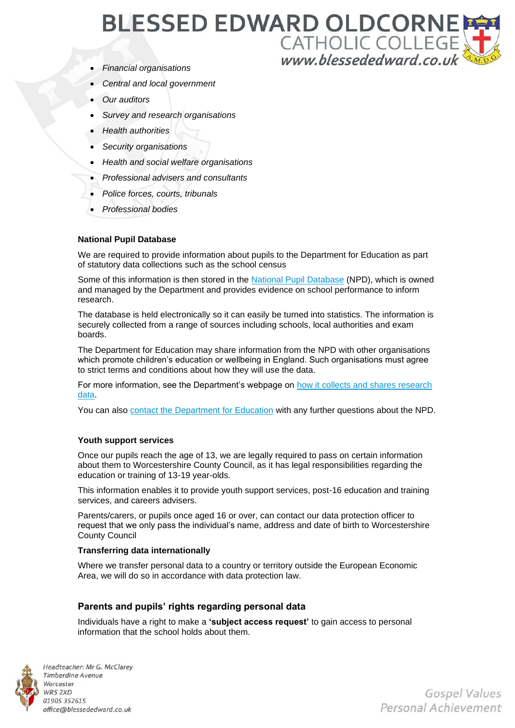- *Financial organisations*
- *Central and local government*
- *Our auditors*
- *Survey and research organisations*
- *Health authorities*
- *Security organisations*
- *Health and social welfare organisations*
- *Professional advisers and consultants*
- *Police forces, courts, tribunals*
- *Professional bodies*

**National Pupil Database**

We are required to provide information about pupils to the Department for Education as part of statutory data collections such as the school census

Some of this information is then stored in the National Pupil Database (NPD), which is owned and managed by the Department and provides evidence on school performance to inform research.

The database is held electronically so it can easily be turned into statistics. The information is securely collected from a range of sources including schools, local authorities and exam boards.

The Department for Education may share information from the NPD with other organisations which promote children's education or wellbeing in England. Such organisations must agree to strict terms and conditions about how they will use the data.

For more information, see the Department's webpage on how it collects and shares research data.

You can also contact the Department for Education with any further questions about the NPD.

**Youth support services**

Once our pupils reach the age of 13, we are legally required to pass on certain information about them to Worcestershire County Council, as it has legal responsibilities regarding the education or training of 13-19 year-olds.

This information enables it to provide youth support services, post-16 education and training services, and careers advisers.

Parents/carers, or pupils once aged 16 or over, can contact our data protection officer to request that we only pass the individual's name, address and date of birth to Worcestershire County Council

**Transferring data internationally**

Where we transfer personal data to a country or territory outside the European Economic Area, we will do so in accordance with data protection law.

## Parents and pupils' rights regarding personal data

Individuals have a right to make a **'subject access request'** to gain access to personal information that the school holds about them.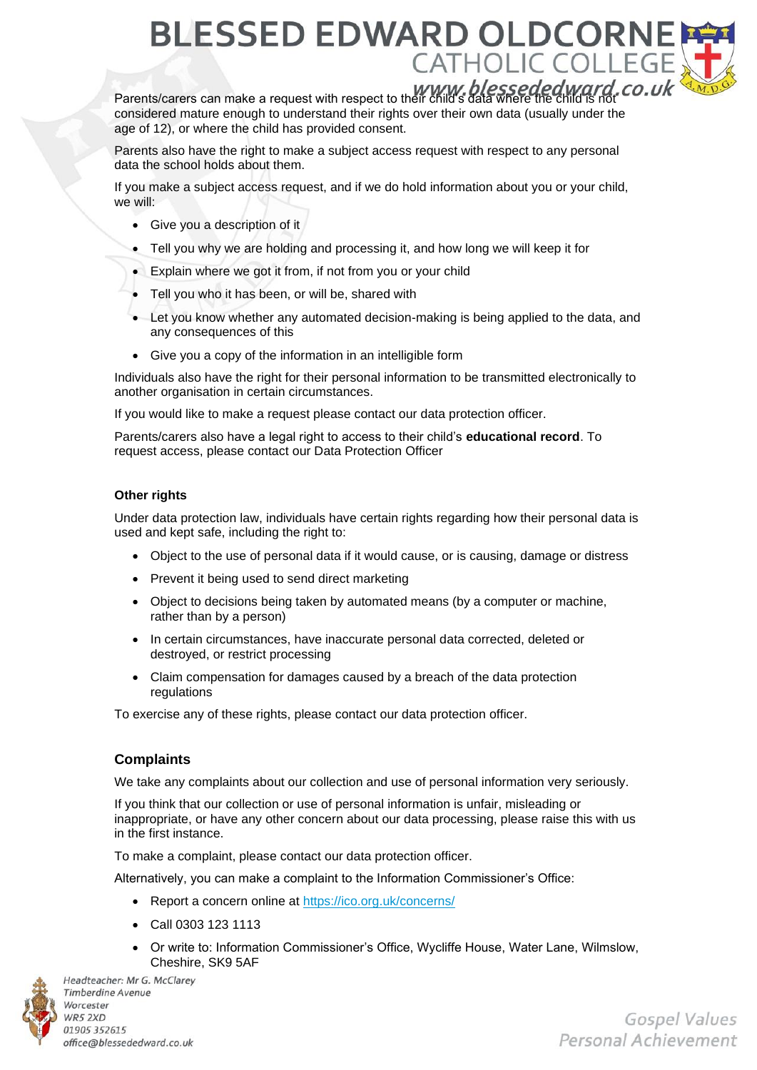Parents/carers can make a request with respect to their child's data where the child is not considered mature enough to understand their rights over their own data (usually under the age of 12), or where the child has provided consent.

Parents also have the right to make a subject access request with respect to any personal data the school holds about them.

If you make a subject access request, and if we do hold information about you or your child, we will:

- Give you a description of it
- Tell you why we are holding and processing it, and how long we will keep it for
- Explain where we got it from, if not from you or your child
- Tell you who it has been, or will be, shared with
- Let you know whether any automated decision-making is being applied to the data, and any consequences of this
- Give you a copy of the information in an intelligible form

Individuals also have the right for their personal information to be transmitted electronically to another organisation in certain circumstances.

If you would like to make a request please contact our data protection officer.

Parents/carers also have a legal right to access to their child's **educational record**. To request access, please contact our Data Protection Officer

#### Other rights

Under data protection law, individuals have certain rights regarding how their personal data is used and kept safe, including the right to:

- Object to the use of personal data if it would cause, or is causing, damage or distress
- Prevent it being used to send direct marketing
- Object to decisions being taken by automated means (by a computer or machine, rather than by a person)
- In certain circumstances, have inaccurate personal data corrected, deleted or destroyed, or restrict processing
- Claim compensation for damages caused by a breach of the data protection regulations

To exercise any of these rights, please contact our data protection officer.

### Complaints

We take any complaints about our collection and use of personal information very seriously.

If you think that our collection or use of personal information is unfair, misleading or inappropriate, or have any other concern about our data processing, please raise this with us in the first instance.

To make a complaint, please contact our data protection officer.

Alternatively, you can make a complaint to the Information Commissioner's Office:

- Report a concern online at https://ico.org.uk/concerns/
- Call 0303 123 1113
- Or write to: Information Commissioner's Office, Wycliffe House, Water Lane, Wilmslow, Cheshire, SK9 5AF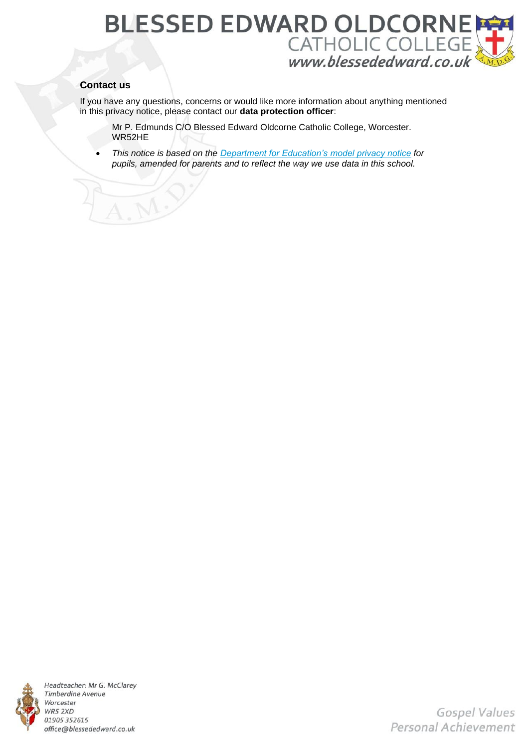## Contact us

If you have any questions, concerns or would like more information about anything mentioned in this privacy notice, please contact our **data protection officer**:

Mr P. Edmunds C/O Blessed Edward Oldcorne Catholic College, Worcester. WR52HE

- *This notice is based on the Department for Education's model privacy notice for pupils, amended for parents and to reflect the way we use data in this school.*